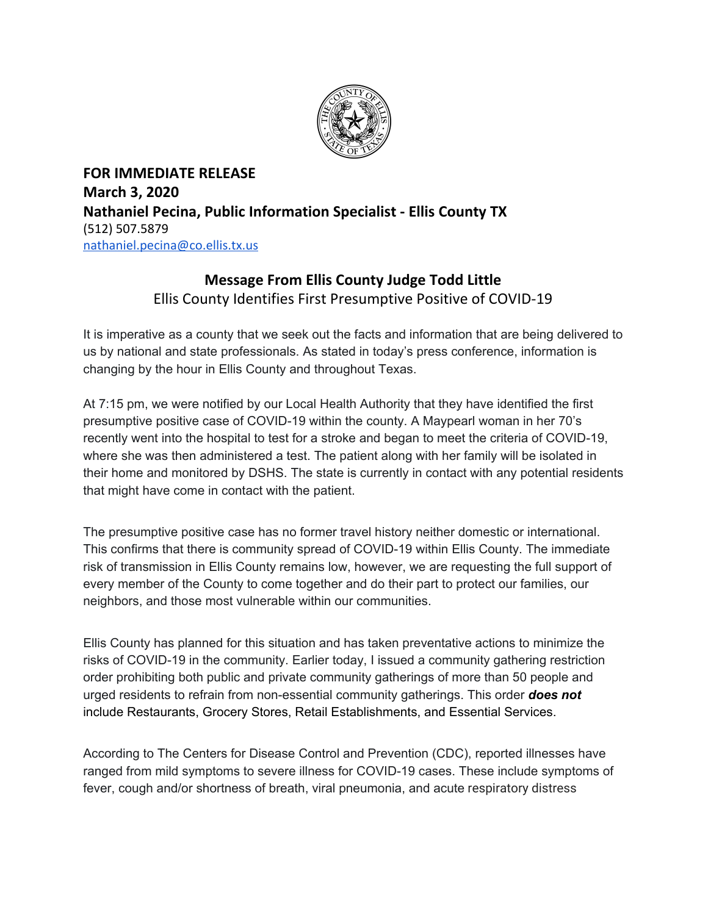**FOR IMMEDIATE RELEASE**
**March 3, 2020**
**Nathaniel Pecina, Public Information Specialist - Ellis County TX**
(512) 507.5879
nathaniel.pecina@co.ellis.tx.us

## Message From Ellis County Judge Todd Little

Ellis County Identifies First Presumptive Positive of COVID-19

It is imperative as a county that we seek out the facts and information that are being delivered to us by national and state professionals. As stated in today's press conference, information is changing by the hour in Ellis County and throughout Texas.

At 7:15 pm, we were notified by our Local Health Authority that they have identified the first presumptive positive case of COVID-19 within the county. A Maypearl woman in her 70's recently went into the hospital to test for a stroke and began to meet the criteria of COVID-19, where she was then administered a test. The patient along with her family will be isolated in their home and monitored by DSHS. The state is currently in contact with any potential residents that might have come in contact with the patient.

The presumptive positive case has no former travel history neither domestic or international. This confirms that there is community spread of COVID-19 within Ellis County. The immediate risk of transmission in Ellis County remains low, however, we are requesting the full support of every member of the County to come together and do their part to protect our families, our neighbors, and those most vulnerable within our communities.

Ellis County has planned for this situation and has taken preventative actions to minimize the risks of COVID-19 in the community. Earlier today, I issued a community gathering restriction order prohibiting both public and private community gatherings of more than 50 people and urged residents to refrain from non-essential community gatherings. This order ***does not*** include Restaurants, Grocery Stores, Retail Establishments, and Essential Services.

According to The Centers for Disease Control and Prevention (CDC), reported illnesses have ranged from mild symptoms to severe illness for COVID-19 cases. These include symptoms of fever, cough and/or shortness of breath, viral pneumonia, and acute respiratory distress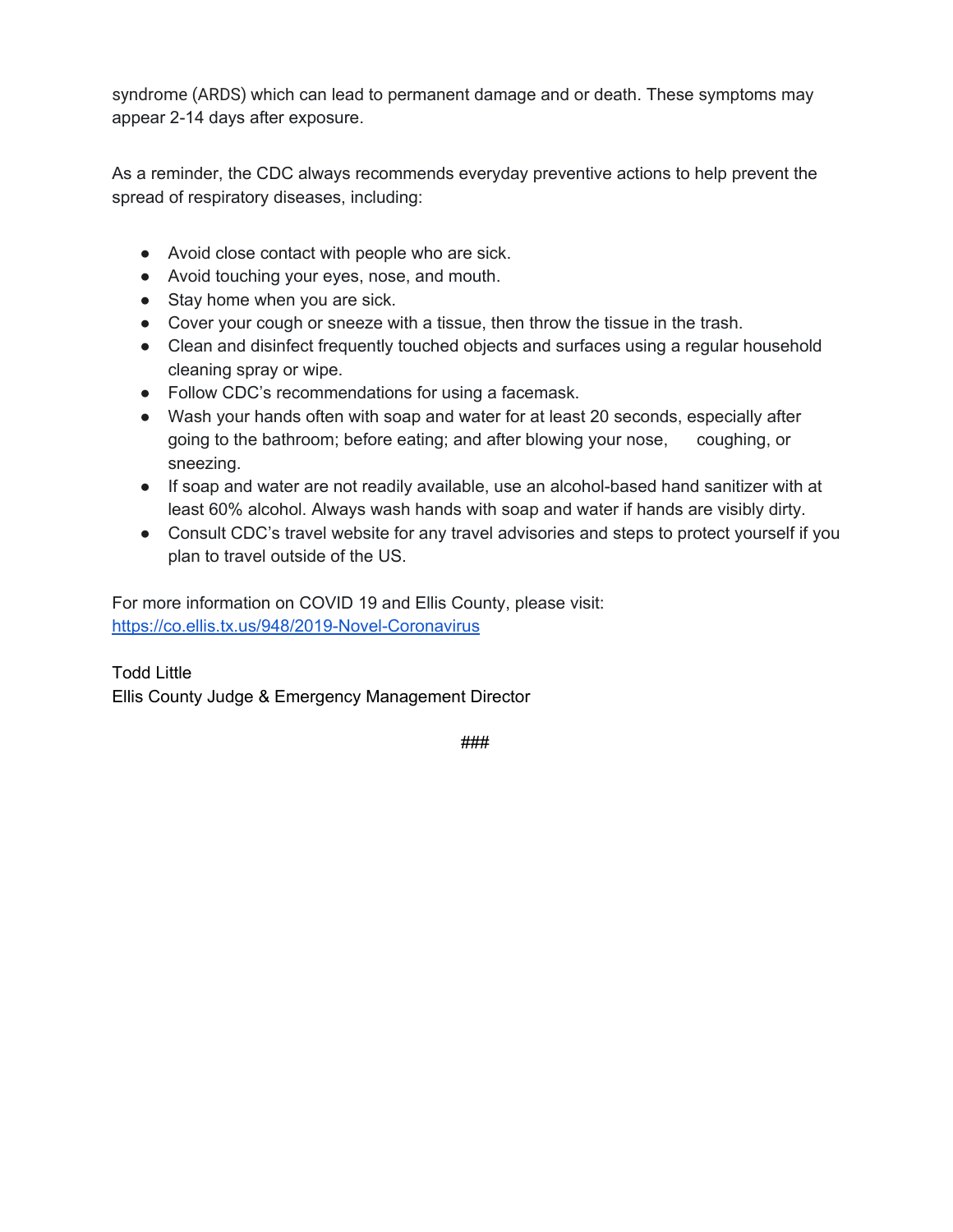syndrome (ARDS) which can lead to permanent damage and or death. These symptoms may appear 2-14 days after exposure.

As a reminder, the CDC always recommends everyday preventive actions to help prevent the spread of respiratory diseases, including:

- Avoid close contact with people who are sick.
- Avoid touching your eyes, nose, and mouth.
- Stay home when you are sick.
- Cover your cough or sneeze with a tissue, then throw the tissue in the trash.
- Clean and disinfect frequently touched objects and surfaces using a regular household cleaning spray or wipe.
- Follow CDC's recommendations for using a facemask.
- Wash your hands often with soap and water for at least 20 seconds, especially after going to the bathroom; before eating; and after blowing your nose, coughing, or sneezing.
- If soap and water are not readily available, use an alcohol-based hand sanitizer with at least 60% alcohol. Always wash hands with soap and water if hands are visibly dirty.
- Consult CDC's travel website for any travel advisories and steps to protect yourself if you plan to travel outside of the US.

For more information on COVID 19 and Ellis County, please visit:
[https://co.ellis.tx.us/948/2019-Novel-Coronavirus](https://co.ellis.tx.us/948/2019-Novel-Coronavirus)

Todd Little
Ellis County Judge & Emergency Management Director

###